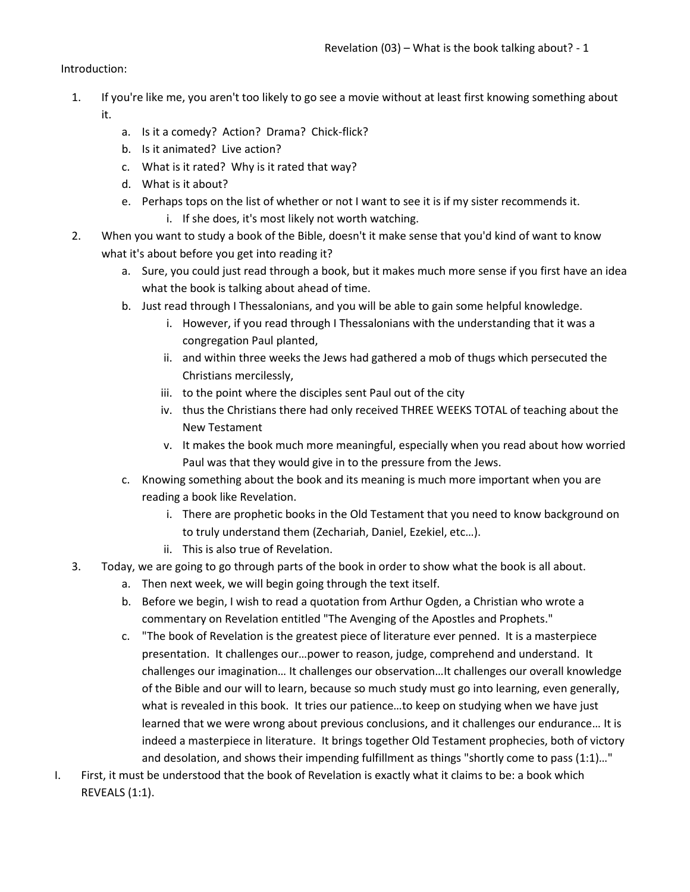Introduction:

1. If you're like me, you aren't too likely to go see a movie without at least first knowing something about it.
    a. Is it a comedy? Action? Drama? Chick-flick?
    b. Is it animated? Live action?
    c. What is it rated? Why is it rated that way?
    d. What is it about?
    e. Perhaps tops on the list of whether or not I want to see it is if my sister recommends it.
        i. If she does, it's most likely not worth watching.
2. When you want to study a book of the Bible, doesn't it make sense that you'd kind of want to know what it's about before you get into reading it?
    a. Sure, you could just read through a book, but it makes much more sense if you first have an idea what the book is talking about ahead of time.
    b. Just read through I Thessalonians, and you will be able to gain some helpful knowledge.
        i. However, if you read through I Thessalonians with the understanding that it was a congregation Paul planted,
        ii. and within three weeks the Jews had gathered a mob of thugs which persecuted the Christians mercilessly,
        iii. to the point where the disciples sent Paul out of the city
        iv. thus the Christians there had only received THREE WEEKS TOTAL of teaching about the New Testament
        v. It makes the book much more meaningful, especially when you read about how worried Paul was that they would give in to the pressure from the Jews.
    c. Knowing something about the book and its meaning is much more important when you are reading a book like Revelation.
        i. There are prophetic books in the Old Testament that you need to know background on to truly understand them (Zechariah, Daniel, Ezekiel, etc…).
        ii. This is also true of Revelation.
3. Today, we are going to go through parts of the book in order to show what the book is all about.
    a. Then next week, we will begin going through the text itself.
    b. Before we begin, I wish to read a quotation from Arthur Ogden, a Christian who wrote a commentary on Revelation entitled "The Avenging of the Apostles and Prophets."
    c. "The book of Revelation is the greatest piece of literature ever penned. It is a masterpiece presentation. It challenges our…power to reason, judge, comprehend and understand. It challenges our imagination… It challenges our observation…It challenges our overall knowledge of the Bible and our will to learn, because so much study must go into learning, even generally, what is revealed in this book. It tries our patience…to keep on studying when we have just learned that we were wrong about previous conclusions, and it challenges our endurance… It is indeed a masterpiece in literature. It brings together Old Testament prophecies, both of victory and desolation, and shows their impending fulfillment as things "shortly come to pass (1:1)…"

I. First, it must be understood that the book of Revelation is exactly what it claims to be: a book which REVEALS (1:1).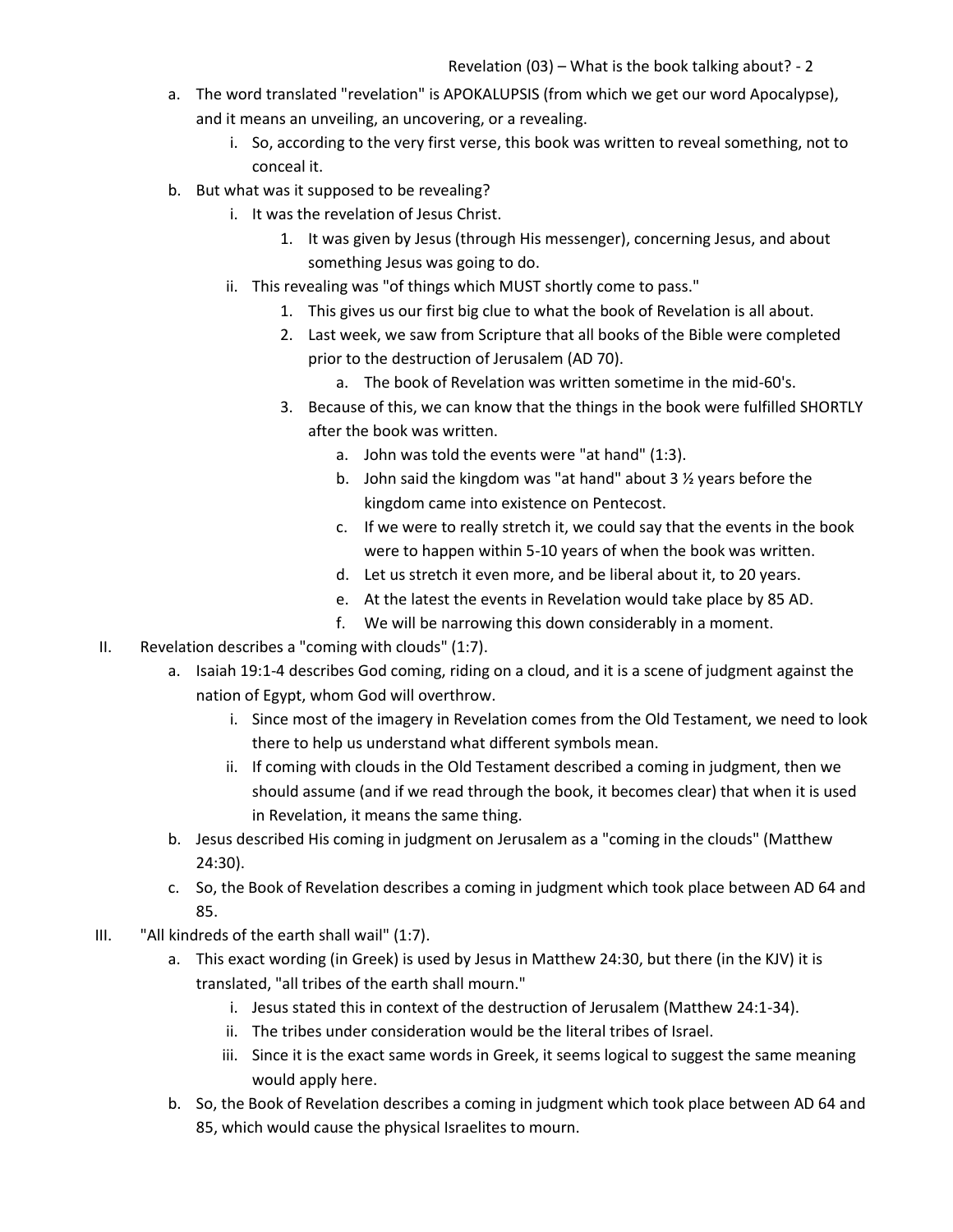a. The word translated "revelation" is APOKALUPSIS (from which we get our word Apocalypse), and it means an unveiling, an uncovering, or a revealing.
   i. So, according to the very first verse, this book was written to reveal something, not to conceal it.

b. But what was it supposed to be revealing?
   i. It was the revelation of Jesus Christ.
      1. It was given by Jesus (through His messenger), concerning Jesus, and about something Jesus was going to do.
   ii. This revealing was "of things which MUST shortly come to pass."
      1. This gives us our first big clue to what the book of Revelation is all about.
      2. Last week, we saw from Scripture that all books of the Bible were completed prior to the destruction of Jerusalem (AD 70).
         a. The book of Revelation was written sometime in the mid-60's.
      3. Because of this, we can know that the things in the book were fulfilled SHORTLY after the book was written.
         a. John was told the events were "at hand" (1:3).
         b. John said the kingdom was "at hand" about 3 ½ years before the kingdom came into existence on Pentecost.
         c. If we were to really stretch it, we could say that the events in the book were to happen within 5-10 years of when the book was written.
         d. Let us stretch it even more, and be liberal about it, to 20 years.
         e. At the latest the events in Revelation would take place by 85 AD.
         f. We will be narrowing this down considerably in a moment.

II. Revelation describes a "coming with clouds" (1:7).
   a. Isaiah 19:1-4 describes God coming, riding on a cloud, and it is a scene of judgment against the nation of Egypt, whom God will overthrow.
      i. Since most of the imagery in Revelation comes from the Old Testament, we need to look there to help us understand what different symbols mean.
      ii. If coming with clouds in the Old Testament described a coming in judgment, then we should assume (and if we read through the book, it becomes clear) that when it is used in Revelation, it means the same thing.
   b. Jesus described His coming in judgment on Jerusalem as a "coming in the clouds" (Matthew 24:30).
   c. So, the Book of Revelation describes a coming in judgment which took place between AD 64 and 85.

III. "All kindreds of the earth shall wail" (1:7).
   a. This exact wording (in Greek) is used by Jesus in Matthew 24:30, but there (in the KJV) it is translated, "all tribes of the earth shall mourn."
      i. Jesus stated this in context of the destruction of Jerusalem (Matthew 24:1-34).
      ii. The tribes under consideration would be the literal tribes of Israel.
      iii. Since it is the exact same words in Greek, it seems logical to suggest the same meaning would apply here.
   b. So, the Book of Revelation describes a coming in judgment which took place between AD 64 and 85, which would cause the physical Israelites to mourn.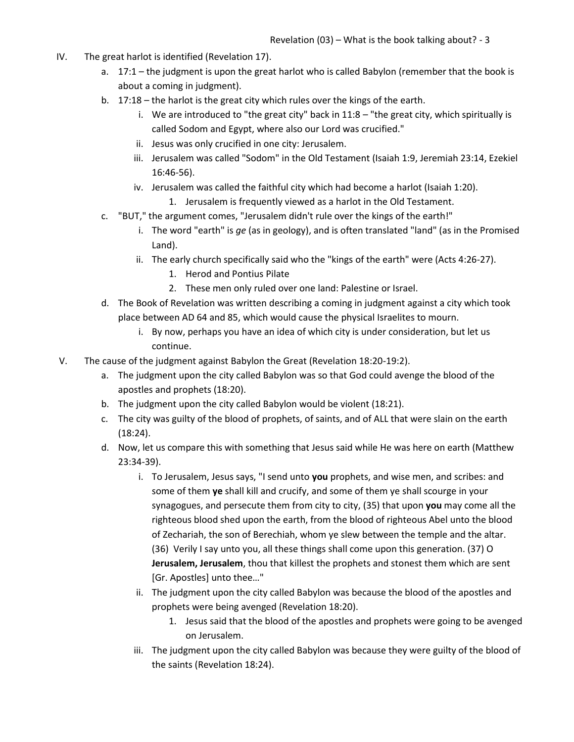IV. The great harlot is identified (Revelation 17).
   a. 17:1 – the judgment is upon the great harlot who is called Babylon (remember that the book is about a coming in judgment).
   b. 17:18 – the harlot is the great city which rules over the kings of the earth.
      i. We are introduced to "the great city" back in 11:8 – "the great city, which spiritually is called Sodom and Egypt, where also our Lord was crucified."
      ii. Jesus was only crucified in one city: Jerusalem.
      iii. Jerusalem was called "Sodom" in the Old Testament (Isaiah 1:9, Jeremiah 23:14, Ezekiel 16:46-56).
      iv. Jerusalem was called the faithful city which had become a harlot (Isaiah 1:20).
         1. Jerusalem is frequently viewed as a harlot in the Old Testament.
   c. "BUT," the argument comes, "Jerusalem didn't rule over the kings of the earth!"
      i. The word "earth" is *ge* (as in geology), and is often translated "land" (as in the Promised Land).
      ii. The early church specifically said who the "kings of the earth" were (Acts 4:26-27).
         1. Herod and Pontius Pilate
         2. These men only ruled over one land: Palestine or Israel.
   d. The Book of Revelation was written describing a coming in judgment against a city which took place between AD 64 and 85, which would cause the physical Israelites to mourn.
      i. By now, perhaps you have an idea of which city is under consideration, but let us continue.

V. The cause of the judgment against Babylon the Great (Revelation 18:20-19:2).
   a. The judgment upon the city called Babylon was so that God could avenge the blood of the apostles and prophets (18:20).
   b. The judgment upon the city called Babylon would be violent (18:21).
   c. The city was guilty of the blood of prophets, of saints, and of ALL that were slain on the earth (18:24).
   d. Now, let us compare this with something that Jesus said while He was here on earth (Matthew 23:34-39).
      i. To Jerusalem, Jesus says, "I send unto **you** prophets, and wise men, and scribes: and some of them **ye** shall kill and crucify, and some of them ye shall scourge in your synagogues, and persecute them from city to city, (35) that upon **you** may come all the righteous blood shed upon the earth, from the blood of righteous Abel unto the blood of Zechariah, the son of Berechiah, whom ye slew between the temple and the altar. (36) Verily I say unto you, all these things shall come upon this generation. (37) O **Jerusalem, Jerusalem**, thou that killest the prophets and stonest them which are sent [Gr. Apostles] unto thee…"
      ii. The judgment upon the city called Babylon was because the blood of the apostles and prophets were being avenged (Revelation 18:20).
         1. Jesus said that the blood of the apostles and prophets were going to be avenged on Jerusalem.
      iii. The judgment upon the city called Babylon was because they were guilty of the blood of the saints (Revelation 18:24).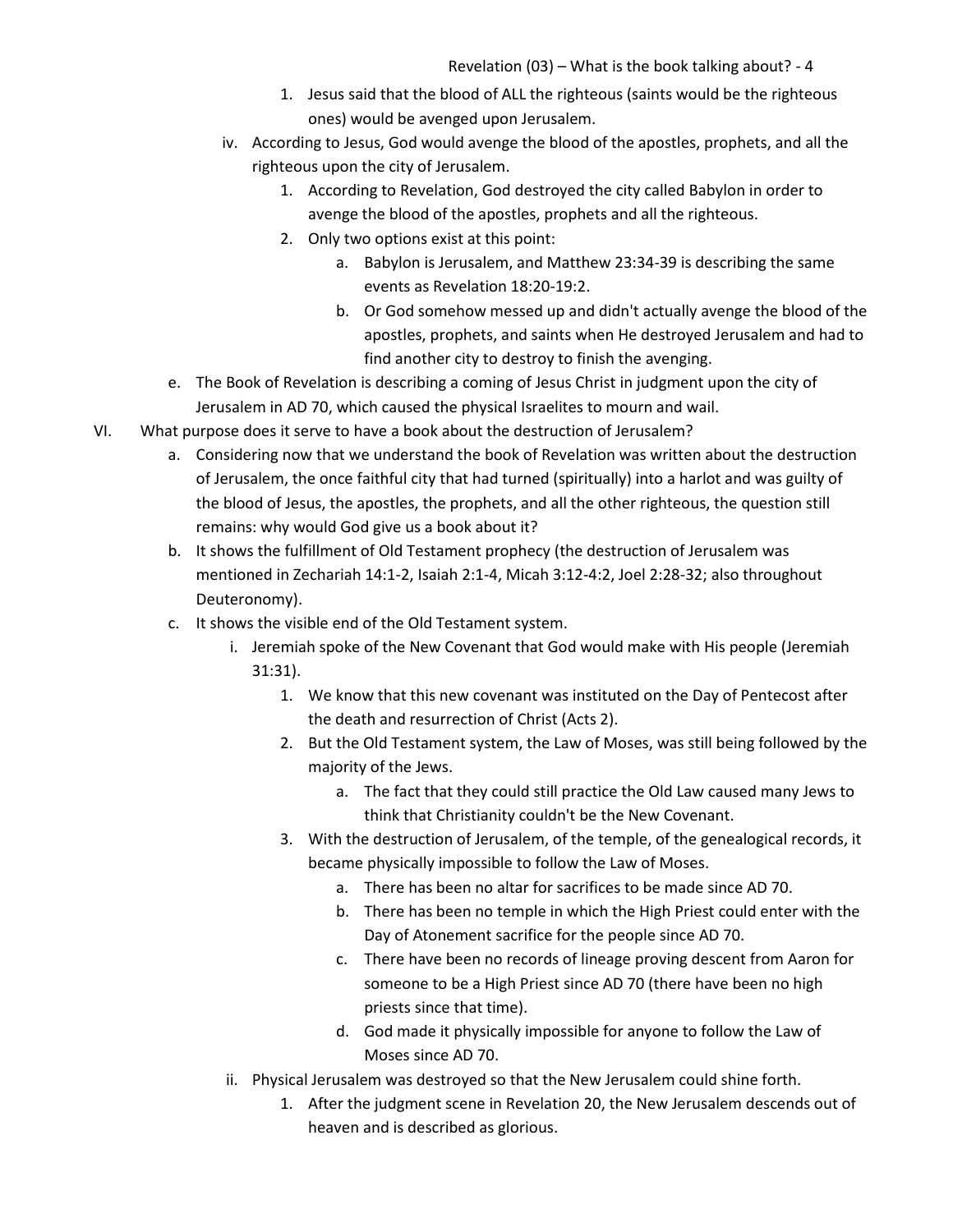1. Jesus said that the blood of ALL the righteous (saints would be the righteous ones) would be avenged upon Jerusalem.

iv. According to Jesus, God would avenge the blood of the apostles, prophets, and all the righteous upon the city of Jerusalem.

1. According to Revelation, God destroyed the city called Babylon in order to avenge the blood of the apostles, prophets and all the righteous.
2. Only two options exist at this point:
   a. Babylon is Jerusalem, and Matthew 23:34-39 is describing the same events as Revelation 18:20-19:2.
   b. Or God somehow messed up and didn't actually avenge the blood of the apostles, prophets, and saints when He destroyed Jerusalem and had to find another city to destroy to finish the avenging.

e. The Book of Revelation is describing a coming of Jesus Christ in judgment upon the city of Jerusalem in AD 70, which caused the physical Israelites to mourn and wail.

VI. What purpose does it serve to have a book about the destruction of Jerusalem?

a. Considering now that we understand the book of Revelation was written about the destruction of Jerusalem, the once faithful city that had turned (spiritually) into a harlot and was guilty of the blood of Jesus, the apostles, the prophets, and all the other righteous, the question still remains: why would God give us a book about it?

b. It shows the fulfillment of Old Testament prophecy (the destruction of Jerusalem was mentioned in Zechariah 14:1-2, Isaiah 2:1-4, Micah 3:12-4:2, Joel 2:28-32; also throughout Deuteronomy).

c. It shows the visible end of the Old Testament system.

i. Jeremiah spoke of the New Covenant that God would make with His people (Jeremiah 31:31).

1. We know that this new covenant was instituted on the Day of Pentecost after the death and resurrection of Christ (Acts 2).
2. But the Old Testament system, the Law of Moses, was still being followed by the majority of the Jews.
   a. The fact that they could still practice the Old Law caused many Jews to think that Christianity couldn't be the New Covenant.
3. With the destruction of Jerusalem, of the temple, of the genealogical records, it became physically impossible to follow the Law of Moses.
   a. There has been no altar for sacrifices to be made since AD 70.
   b. There has been no temple in which the High Priest could enter with the Day of Atonement sacrifice for the people since AD 70.
   c. There have been no records of lineage proving descent from Aaron for someone to be a High Priest since AD 70 (there have been no high priests since that time).
   d. God made it physically impossible for anyone to follow the Law of Moses since AD 70.

ii. Physical Jerusalem was destroyed so that the New Jerusalem could shine forth.

1. After the judgment scene in Revelation 20, the New Jerusalem descends out of heaven and is described as glorious.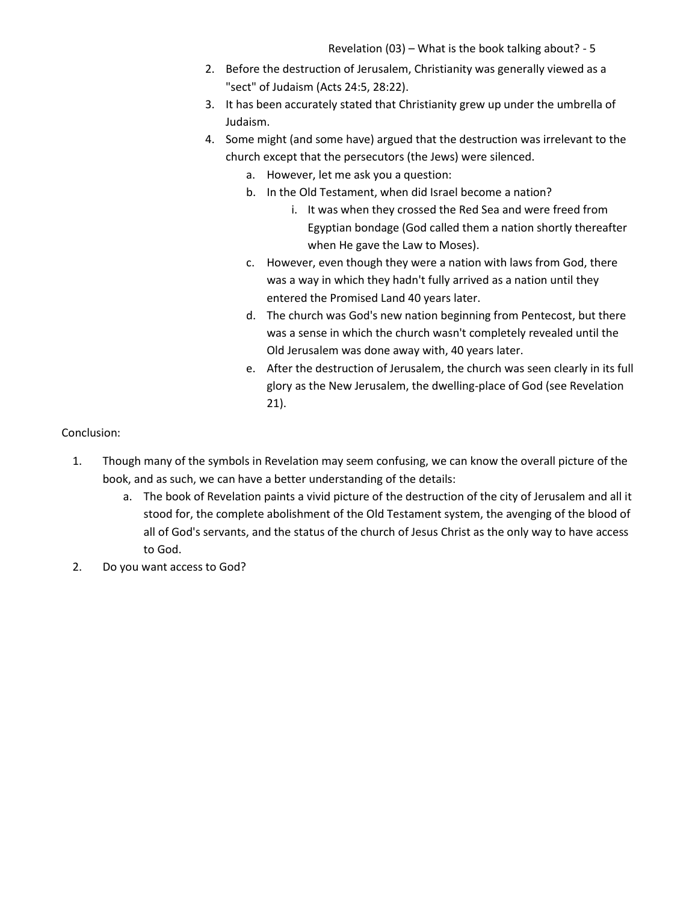2. Before the destruction of Jerusalem, Christianity was generally viewed as a "sect" of Judaism (Acts 24:5, 28:22).
3. It has been accurately stated that Christianity grew up under the umbrella of Judaism.
4. Some might (and some have) argued that the destruction was irrelevant to the church except that the persecutors (the Jews) were silenced.
    a. However, let me ask you a question:
    b. In the Old Testament, when did Israel become a nation?
        i. It was when they crossed the Red Sea and were freed from Egyptian bondage (God called them a nation shortly thereafter when He gave the Law to Moses).
    c. However, even though they were a nation with laws from God, there was a way in which they hadn't fully arrived as a nation until they entered the Promised Land 40 years later.
    d. The church was God's new nation beginning from Pentecost, but there was a sense in which the church wasn't completely revealed until the Old Jerusalem was done away with, 40 years later.
    e. After the destruction of Jerusalem, the church was seen clearly in its full glory as the New Jerusalem, the dwelling-place of God (see Revelation 21).

Conclusion:

1. Though many of the symbols in Revelation may seem confusing, we can know the overall picture of the book, and as such, we can have a better understanding of the details:
    a. The book of Revelation paints a vivid picture of the destruction of the city of Jerusalem and all it stood for, the complete abolishment of the Old Testament system, the avenging of the blood of all of God's servants, and the status of the church of Jesus Christ as the only way to have access to God.
2. Do you want access to God?